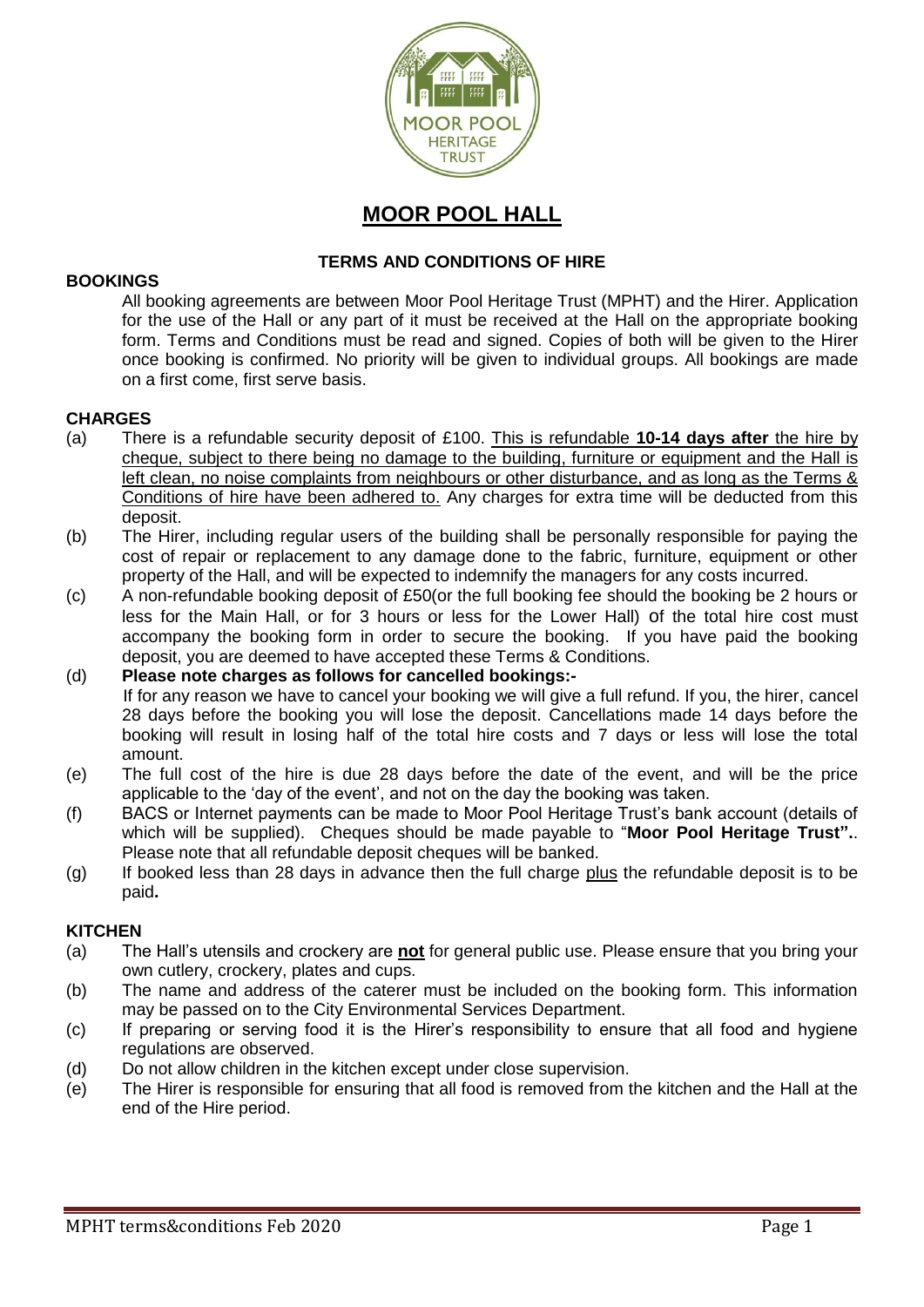# MOOR POOL HALL

### TERMS AND CONDITIONS OF HIRE

## BOOKINGS

All booking agreements are between Moor Pool Heritage Trust (MPHT) and the Hirer. Application for the use of the Hall or any part of it must be received at the Hall on the appropriate booking form. Terms and Conditions must be read and signed. Copies of both will be given to the Hirer once booking is confirmed. No priority will be given to individual groups. All bookings are made on a first come, first serve basis.

## CHARGES

(a) There is a refundable security deposit of £100. This is refundable **10-14 days after** the hire by cheque, subject to there being no damage to the building, furniture or equipment and the Hall is left clean, no noise complaints from neighbours or other disturbance, and as long as the Terms & Conditions of hire have been adhered to. Any charges for extra time will be deducted from this deposit.

(b) The Hirer, including regular users of the building shall be personally responsible for paying the cost of repair or replacement to any damage done to the fabric, furniture, equipment or other property of the Hall, and will be expected to indemnify the managers for any costs incurred.

(c) A non-refundable booking deposit of £50(or the full booking fee should the booking be 2 hours or less for the Main Hall, or for 3 hours or less for the Lower Hall) of the total hire cost must accompany the booking form in order to secure the booking. If you have paid the booking deposit, you are deemed to have accepted these Terms & Conditions.

(d) **Please note charges as follows for cancelled bookings:-**
If for any reason we have to cancel your booking we will give a full refund. If you, the hirer, cancel 28 days before the booking you will lose the deposit. Cancellations made 14 days before the booking will result in losing half of the total hire costs and 7 days or less will lose the total amount.

(e) The full cost of the hire is due 28 days before the date of the event, and will be the price applicable to the 'day of the event', and not on the day the booking was taken.

(f) BACS or Internet payments can be made to Moor Pool Heritage Trust's bank account (details of which will be supplied). Cheques should be made payable to "**Moor Pool Heritage Trust".**. Please note that all refundable deposit cheques will be banked.

(g) If booked less than 28 days in advance then the full charge plus the refundable deposit is to be paid**.**

## KITCHEN

(a) The Hall's utensils and crockery are **not** for general public use. Please ensure that you bring your own cutlery, crockery, plates and cups.

(b) The name and address of the caterer must be included on the booking form. This information may be passed on to the City Environmental Services Department.

(c) If preparing or serving food it is the Hirer's responsibility to ensure that all food and hygiene regulations are observed.

(d) Do not allow children in the kitchen except under close supervision.

(e) The Hirer is responsible for ensuring that all food is removed from the kitchen and the Hall at the end of the Hire period.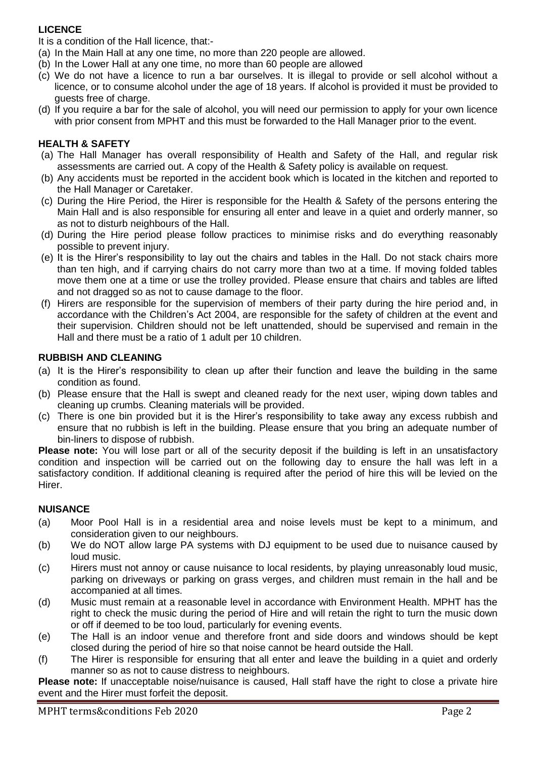## LICENCE

It is a condition of the Hall licence, that:-

(a) In the Main Hall at any one time, no more than 220 people are allowed.
(b) In the Lower Hall at any one time, no more than 60 people are allowed
(c) We do not have a licence to run a bar ourselves. It is illegal to provide or sell alcohol without a licence, or to consume alcohol under the age of 18 years. If alcohol is provided it must be provided to guests free of charge.
(d) If you require a bar for the sale of alcohol, you will need our permission to apply for your own licence with prior consent from MPHT and this must be forwarded to the Hall Manager prior to the event.

## HEALTH & SAFETY

(a) The Hall Manager has overall responsibility of Health and Safety of the Hall, and regular risk assessments are carried out. A copy of the Health & Safety policy is available on request.
(b) Any accidents must be reported in the accident book which is located in the kitchen and reported to the Hall Manager or Caretaker.
(c) During the Hire Period, the Hirer is responsible for the Health & Safety of the persons entering the Main Hall and is also responsible for ensuring all enter and leave in a quiet and orderly manner, so as not to disturb neighbours of the Hall.
(d) During the Hire period please follow practices to minimise risks and do everything reasonably possible to prevent injury.
(e) It is the Hirer's responsibility to lay out the chairs and tables in the Hall. Do not stack chairs more than ten high, and if carrying chairs do not carry more than two at a time. If moving folded tables move them one at a time or use the trolley provided. Please ensure that chairs and tables are lifted and not dragged so as not to cause damage to the floor.
(f) Hirers are responsible for the supervision of members of their party during the hire period and, in accordance with the Children's Act 2004, are responsible for the safety of children at the event and their supervision. Children should not be left unattended, should be supervised and remain in the Hall and there must be a ratio of 1 adult per 10 children.

## RUBBISH AND CLEANING

(a) It is the Hirer's responsibility to clean up after their function and leave the building in the same condition as found.
(b) Please ensure that the Hall is swept and cleaned ready for the next user, wiping down tables and cleaning up crumbs. Cleaning materials will be provided.
(c) There is one bin provided but it is the Hirer's responsibility to take away any excess rubbish and ensure that no rubbish is left in the building. Please ensure that you bring an adequate number of bin-liners to dispose of rubbish.

**Please note:** You will lose part or all of the security deposit if the building is left in an unsatisfactory condition and inspection will be carried out on the following day to ensure the hall was left in a satisfactory condition. If additional cleaning is required after the period of hire this will be levied on the Hirer.

## NUISANCE

(a) Moor Pool Hall is in a residential area and noise levels must be kept to a minimum, and consideration given to our neighbours.
(b) We do NOT allow large PA systems with DJ equipment to be used due to nuisance caused by loud music.
(c) Hirers must not annoy or cause nuisance to local residents, by playing unreasonably loud music, parking on driveways or parking on grass verges, and children must remain in the hall and be accompanied at all times.
(d) Music must remain at a reasonable level in accordance with Environment Health. MPHT has the right to check the music during the period of Hire and will retain the right to turn the music down or off if deemed to be too loud, particularly for evening events.
(e) The Hall is an indoor venue and therefore front and side doors and windows should be kept closed during the period of hire so that noise cannot be heard outside the Hall.
(f) The Hirer is responsible for ensuring that all enter and leave the building in a quiet and orderly manner so as not to cause distress to neighbours.

**Please note:** If unacceptable noise/nuisance is caused, Hall staff have the right to close a private hire event and the Hirer must forfeit the deposit.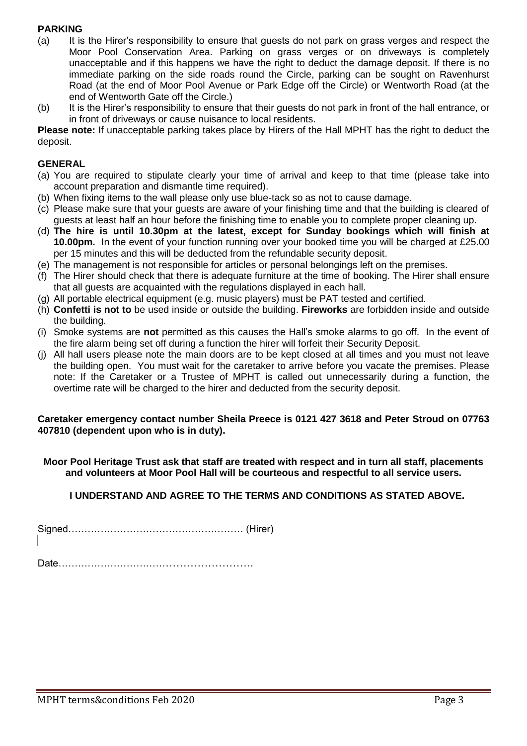## PARKING

(a) It is the Hirer's responsibility to ensure that guests do not park on grass verges and respect the Moor Pool Conservation Area. Parking on grass verges or on driveways is completely unacceptable and if this happens we have the right to deduct the damage deposit. If there is no immediate parking on the side roads round the Circle, parking can be sought on Ravenhurst Road (at the end of Moor Pool Avenue or Park Edge off the Circle) or Wentworth Road (at the end of Wentworth Gate off the Circle.)

(b) It is the Hirer's responsibility to ensure that their guests do not park in front of the hall entrance, or in front of driveways or cause nuisance to local residents.

**Please note:** If unacceptable parking takes place by Hirers of the Hall MPHT has the right to deduct the deposit.

## GENERAL

(a) You are required to stipulate clearly your time of arrival and keep to that time (please take into account preparation and dismantle time required).

(b) When fixing items to the wall please only use blue-tack so as not to cause damage.

(c) Please make sure that your guests are aware of your finishing time and that the building is cleared of guests at least half an hour before the finishing time to enable you to complete proper cleaning up.

(d) **The hire is until 10.30pm at the latest, except for Sunday bookings which will finish at 10.00pm.** In the event of your function running over your booked time you will be charged at £25.00 per 15 minutes and this will be deducted from the refundable security deposit.

(e) The management is not responsible for articles or personal belongings left on the premises.

(f) The Hirer should check that there is adequate furniture at the time of booking. The Hirer shall ensure that all guests are acquainted with the regulations displayed in each hall.

(g) All portable electrical equipment (e.g. music players) must be PAT tested and certified.

(h) **Confetti is not to** be used inside or outside the building. **Fireworks** are forbidden inside and outside the building.

(i) Smoke systems are **not** permitted as this causes the Hall's smoke alarms to go off. In the event of the fire alarm being set off during a function the hirer will forfeit their Security Deposit.

(j) All hall users please note the main doors are to be kept closed at all times and you must not leave the building open. You must wait for the caretaker to arrive before you vacate the premises. Please note: If the Caretaker or a Trustee of MPHT is called out unnecessarily during a function, the overtime rate will be charged to the hirer and deducted from the security deposit.

**Caretaker emergency contact number Sheila Preece is 0121 427 3618 and Peter Stroud on 07763 407810 (dependent upon who is in duty).**

**Moor Pool Heritage Trust ask that staff are treated with respect and in turn all staff, placements and volunteers at Moor Pool Hall will be courteous and respectful to all service users.**

**I UNDERSTAND AND AGREE TO THE TERMS AND CONDITIONS AS STATED ABOVE.**

Signed……………………………………………… (Hirer)

Date………………………………………………….